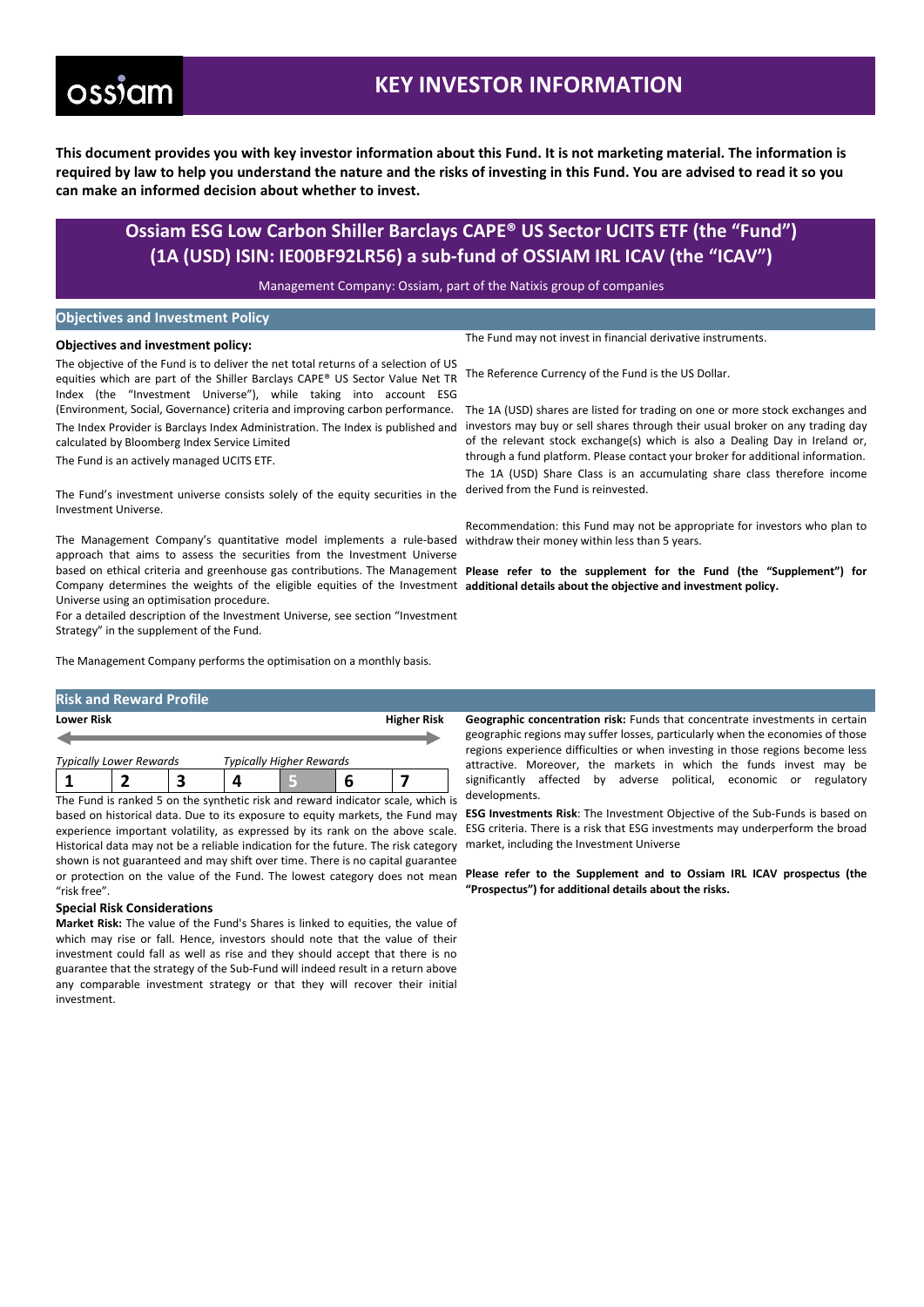ossiam

# KEY INVESTOR INFORMATION

**This document provides you with key investor information about this Fund. It is not marketing material. The information is required by law to help you understand the nature and the risks of investing in this Fund. You are advised to read it so you can make an informed decision about whether to invest.**

## Ossiam ESG Low Carbon Shiller Barclays CAPE® US Sector UCITS ETF (the "Fund") (1A (USD) ISIN: IE00BF92LR56) a sub-fund of OSSIAM IRL ICAV (the "ICAV")

Management Company: Ossiam, part of the Natixis group of companies

### Objectives and Investment Policy

**Objectives and investment policy:**

The objective of the Fund is to deliver the net total returns of a selection of US equities which are part of the Shiller Barclays CAPE® US Sector Value Net TR Index (the "Investment Universe"), while taking into account ESG (Environment, Social, Governance) criteria and improving carbon performance.

The Index Provider is Barclays Index Administration. The Index is published and calculated by Bloomberg Index Service Limited

The Fund is an actively managed UCITS ETF.

The Fund's investment universe consists solely of the equity securities in the Investment Universe.

The Management Company's quantitative model implements a rule-based approach that aims to assess the securities from the Investment Universe based on ethical criteria and greenhouse gas contributions. The Management Company determines the weights of the eligible equities of the Investment Universe using an optimisation procedure.

For a detailed description of the Investment Universe, see section "Investment Strategy" in the supplement of the Fund.

The Management Company performs the optimisation on a monthly basis.

The Fund may not invest in financial derivative instruments.

The Reference Currency of the Fund is the US Dollar.

The 1A (USD) shares are listed for trading on one or more stock exchanges and investors may buy or sell shares through their usual broker on any trading day of the relevant stock exchange(s) which is also a Dealing Day in Ireland or, through a fund platform. Please contact your broker for additional information.

The 1A (USD) Share Class is an accumulating share class therefore income derived from the Fund is reinvested.

Recommendation: this Fund may not be appropriate for investors who plan to withdraw their money within less than 5 years.

**Please refer to the supplement for the Fund (the "Supplement") for additional details about the objective and investment policy.**

### Risk and Reward Profile

| **Lower Risk** | | | | | | **Higher Risk** |
|---|---|---|---|---|---|---|
| *Typically Lower Rewards* | | | *Typically Higher Rewards* | | | |
| 1 | 2 | 3 | 4 | **5** | 6 | 7 |

The Fund is ranked 5 on the synthetic risk and reward indicator scale, which is based on historical data. Due to its exposure to equity markets, the Fund may experience important volatility, as expressed by its rank on the above scale. Historical data may not be a reliable indication for the future. The risk category shown is not guaranteed and may shift over time. There is no capital guarantee or protection on the value of the Fund. The lowest category does not mean "risk free".

**Special Risk Considerations**

**Market Risk:** The value of the Fund's Shares is linked to equities, the value of which may rise or fall. Hence, investors should note that the value of their investment could fall as well as rise and they should accept that there is no guarantee that the strategy of the Sub-Fund will indeed result in a return above any comparable investment strategy or that they will recover their initial investment.

**Geographic concentration risk:** Funds that concentrate investments in certain geographic regions may suffer losses, particularly when the economies of those regions experience difficulties or when investing in those regions become less attractive. Moreover, the markets in which the funds invest may be significantly affected by adverse political, economic or regulatory developments.

**ESG Investments Risk**: The Investment Objective of the Sub-Funds is based on ESG criteria. There is a risk that ESG investments may underperform the broad market, including the Investment Universe

**Please refer to the Supplement and to Ossiam IRL ICAV prospectus (the "Prospectus") for additional details about the risks.**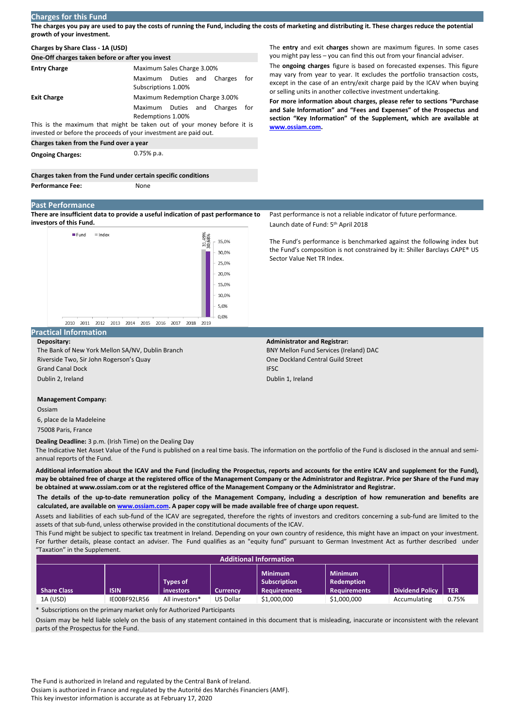## Charges for this Fund

**The charges you pay are used to pay the costs of running the Fund, including the costs of marketing and distributing it. These charges reduce the potential growth of your investment.**

**Charges by Share Class - 1A (USD)**

| | |
|---|---|
| **One-Off charges taken before or after you invest** | |
| **Entry Charge** | Maximum Sales Charge 3.00%<br>Maximum Duties and Charges for Subscriptions 1.00% |
| **Exit Charge** | Maximum Redemption Charge 3.00%<br>Maximum Duties and Charges for Redemptions 1.00% |

This is the maximum that might be taken out of your money before it is invested or before the proceeds of your investment are paid out.

| | |
|---|---|
| **Charges taken from the Fund over a year** | |
| **Ongoing Charges:** | 0.75% p.a. |
| **Charges taken from the Fund under certain specific conditions** | |
| **Performance Fee:** | None |

The **entry** and exit **charges** shown are maximum figures. In some cases you might pay less – you can find this out from your financial adviser.

The **ongoing charges** figure is based on forecasted expenses. This figure may vary from year to year. It excludes the portfolio transaction costs, except in the case of an entry/exit charge paid by the ICAV when buying or selling units in another collective investment undertaking.

**For more information about charges, please refer to sections "Purchase and Sale Information" and "Fees and Expenses" of the Prospectus and section "Key Information" of the Supplement, which are available at [www.ossiam.com](www.ossiam.com).**

## Past Performance

**There are insufficient data to provide a useful indication of past performance to investors of this Fund.**

Fund
Index
31,49%
30,68%
35,0%
30,0%
25,0%
20,0%
15,0%
10,0%
5,0%
0,0%
2010 2011 2012 2013 2014 2015 2016 2017 2018 2019

Past performance is not a reliable indicator of future performance.

Launch date of Fund: 5th April 2018

The Fund's performance is benchmarked against the following index but the Fund's composition is not constrained by it: Shiller Barclays CAPE® US Sector Value Net TR Index.

## Practical Information

**Depositary:**
The Bank of New York Mellon SA/NV, Dublin Branch
Riverside Two, Sir John Rogerson's Quay
Grand Canal Dock
Dublin 2, Ireland

**Administrator and Registrar:**
BNY Mellon Fund Services (Ireland) DAC
One Dockland Central Guild Street
IFSC
Dublin 1, Ireland

**Management Company:**
Ossiam
6, place de la Madeleine
75008 Paris, France

**Dealing Deadline:** 3 p.m. (Irish Time) on the Dealing Day

The Indicative Net Asset Value of the Fund is published on a real time basis. The information on the portfolio of the Fund is disclosed in the annual and semi-annual reports of the Fund.

**Additional information about the ICAV and the Fund (including the Prospectus, reports and accounts for the entire ICAV and supplement for the Fund), may be obtained free of charge at the registered office of the Management Company or the Administrator and Registrar. Price per Share of the Fund may be obtained at www.ossiam.com or at the registered office of the Management Company or the Administrator and Registrar.**

**The details of the up-to-date remuneration policy of the Management Company, including a description of how remuneration and benefits are calculated, are available on [www.ossiam.com](www.ossiam.com). A paper copy will be made available free of charge upon request.**

Assets and liabilities of each sub-fund of the ICAV are segregated, therefore the rights of investors and creditors concerning a sub-fund are limited to the assets of that sub-fund, unless otherwise provided in the constitutional documents of the ICAV.

This Fund might be subject to specific tax treatment in Ireland. Depending on your own country of residence, this might have an impact on your investment. For further details, please contact an adviser. The Fund qualifies as an "equity fund" pursuant to German Investment Act as further described under "Taxation" in the Supplement.

**Additional Information**

| Share Class | ISIN | Types of investors | Currency | Minimum Subscription Requirements | Minimum Redemption Requirements | Dividend Policy | TER |
|---|---|---|---|---|---|---|---|
| 1A (USD) | IE00BF92LR56 | All investors* | US Dollar | $1,000,000 | $1,000,000 | Accumulating | 0.75% |

\* Subscriptions on the primary market only for Authorized Participants

Ossiam may be held liable solely on the basis of any statement contained in this document that is misleading, inaccurate or inconsistent with the relevant parts of the Prospectus for the Fund.

The Fund is authorized in Ireland and regulated by the Central Bank of Ireland.
Ossiam is authorized in France and regulated by the Autorité des Marchés Financiers (AMF).
This key investor information is accurate as at February 17, 2020